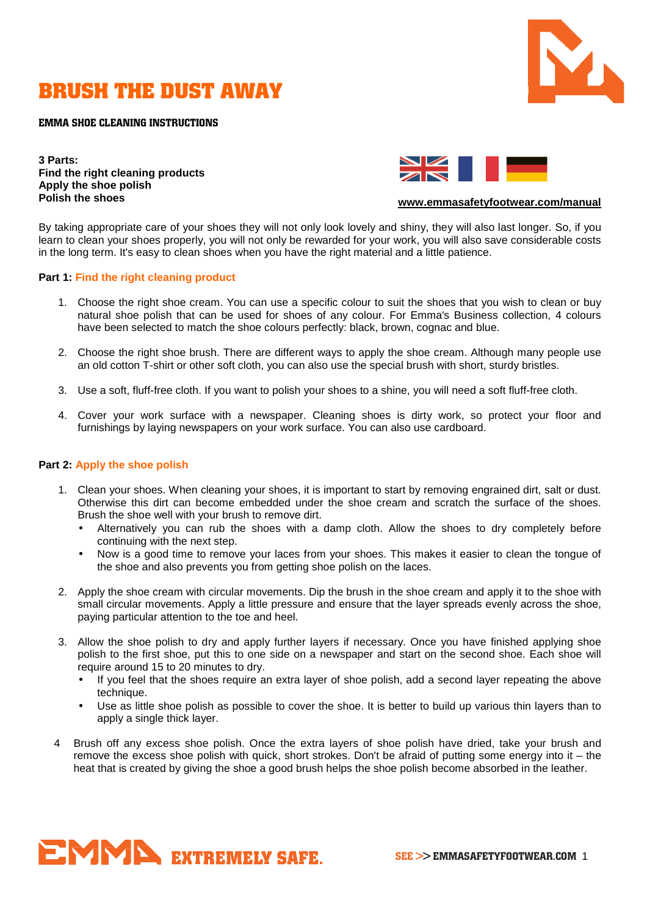# BRUSH THE DUST AWAY

**EMMA SHOE CLEANING INSTRUCTIONS**

**3 Parts:**
**Find the right cleaning products**
**Apply the shoe polish**
**Polish the shoes**

**www.emmasafetyfootwear.com/manual**

By taking appropriate care of your shoes they will not only look lovely and shiny, they will also last longer. So, if you learn to clean your shoes properly, you will not only be rewarded for your work, you will also save considerable costs in the long term. It's easy to clean shoes when you have the right material and a little patience.

**Part 1:** Find the right cleaning product

1. Choose the right shoe cream. You can use a specific colour to suit the shoes that you wish to clean or buy natural shoe polish that can be used for shoes of any colour. For Emma's Business collection, 4 colours have been selected to match the shoe colours perfectly: black, brown, cognac and blue.

2. Choose the right shoe brush. There are different ways to apply the shoe cream. Although many people use an old cotton T-shirt or other soft cloth, you can also use the special brush with short, sturdy bristles.

3. Use a soft, fluff-free cloth. If you want to polish your shoes to a shine, you will need a soft fluff-free cloth.

4. Cover your work surface with a newspaper. Cleaning shoes is dirty work, so protect your floor and furnishings by laying newspapers on your work surface. You can also use cardboard.

**Part 2:** Apply the shoe polish

1. Clean your shoes. When cleaning your shoes, it is important to start by removing engrained dirt, salt or dust. Otherwise this dirt can become embedded under the shoe cream and scratch the surface of the shoes. Brush the shoe well with your brush to remove dirt.
   - Alternatively you can rub the shoes with a damp cloth. Allow the shoes to dry completely before continuing with the next step.
   - Now is a good time to remove your laces from your shoes. This makes it easier to clean the tongue of the shoe and also prevents you from getting shoe polish on the laces.

2. Apply the shoe cream with circular movements. Dip the brush in the shoe cream and apply it to the shoe with small circular movements. Apply a little pressure and ensure that the layer spreads evenly across the shoe, paying particular attention to the toe and heel.

3. Allow the shoe polish to dry and apply further layers if necessary. Once you have finished applying shoe polish to the first shoe, put this to one side on a newspaper and start on the second shoe. Each shoe will require around 15 to 20 minutes to dry.
   - If you feel that the shoes require an extra layer of shoe polish, add a second layer repeating the above technique.
   - Use as little shoe polish as possible to cover the shoe. It is better to build up various thin layers than to apply a single thick layer.

4. Brush off any excess shoe polish. Once the extra layers of shoe polish have dried, take your brush and remove the excess shoe polish with quick, short strokes. Don't be afraid of putting some energy into it – the heat that is created by giving the shoe a good brush helps the shoe polish become absorbed in the leather.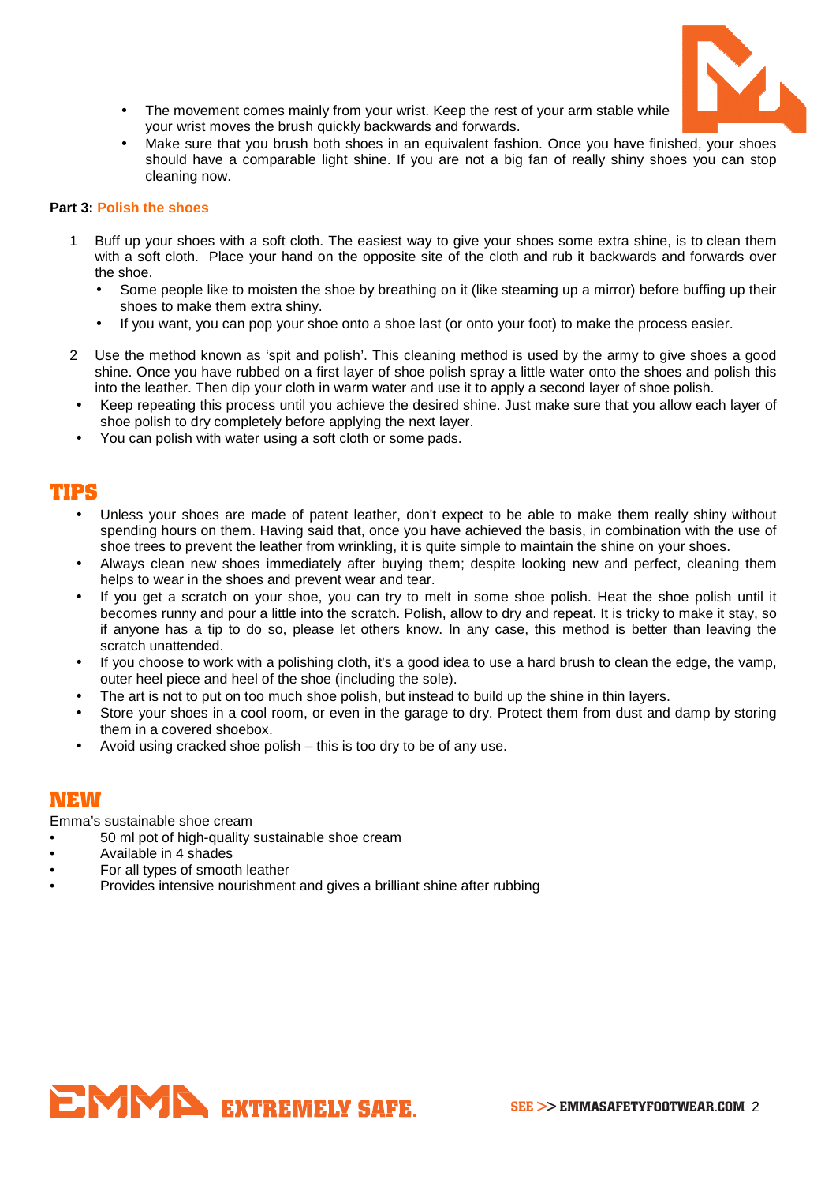- The movement comes mainly from your wrist. Keep the rest of your arm stable while your wrist moves the brush quickly backwards and forwards.
- Make sure that you brush both shoes in an equivalent fashion. Once you have finished, your shoes should have a comparable light shine. If you are not a big fan of really shiny shoes you can stop cleaning now.

**Part 3: Polish the shoes**

1. Buff up your shoes with a soft cloth. The easiest way to give your shoes some extra shine, is to clean them with a soft cloth. Place your hand on the opposite site of the cloth and rub it backwards and forwards over the shoe.
   - Some people like to moisten the shoe by breathing on it (like steaming up a mirror) before buffing up their shoes to make them extra shiny.
   - If you want, you can pop your shoe onto a shoe last (or onto your foot) to make the process easier.

2. Use the method known as 'spit and polish'. This cleaning method is used by the army to give shoes a good shine. Once you have rubbed on a first layer of shoe polish spray a little water onto the shoes and polish this into the leather. Then dip your cloth in warm water and use it to apply a second layer of shoe polish.

- Keep repeating this process until you achieve the desired shine. Just make sure that you allow each layer of shoe polish to dry completely before applying the next layer.
- You can polish with water using a soft cloth or some pads.

## TIPS

- Unless your shoes are made of patent leather, don't expect to be able to make them really shiny without spending hours on them. Having said that, once you have achieved the basis, in combination with the use of shoe trees to prevent the leather from wrinkling, it is quite simple to maintain the shine on your shoes.
- Always clean new shoes immediately after buying them; despite looking new and perfect, cleaning them helps to wear in the shoes and prevent wear and tear.
- If you get a scratch on your shoe, you can try to melt in some shoe polish. Heat the shoe polish until it becomes runny and pour a little into the scratch. Polish, allow to dry and repeat. It is tricky to make it stay, so if anyone has a tip to do so, please let others know. In any case, this method is better than leaving the scratch unattended.
- If you choose to work with a polishing cloth, it's a good idea to use a hard brush to clean the edge, the vamp, outer heel piece and heel of the shoe (including the sole).
- The art is not to put on too much shoe polish, but instead to build up the shine in thin layers.
- Store your shoes in a cool room, or even in the garage to dry. Protect them from dust and damp by storing them in a covered shoebox.
- Avoid using cracked shoe polish – this is too dry to be of any use.

## NEW

Emma's sustainable shoe cream

- 50 ml pot of high-quality sustainable shoe cream
- Available in 4 shades
- For all types of smooth leather
- Provides intensive nourishment and gives a brilliant shine after rubbing